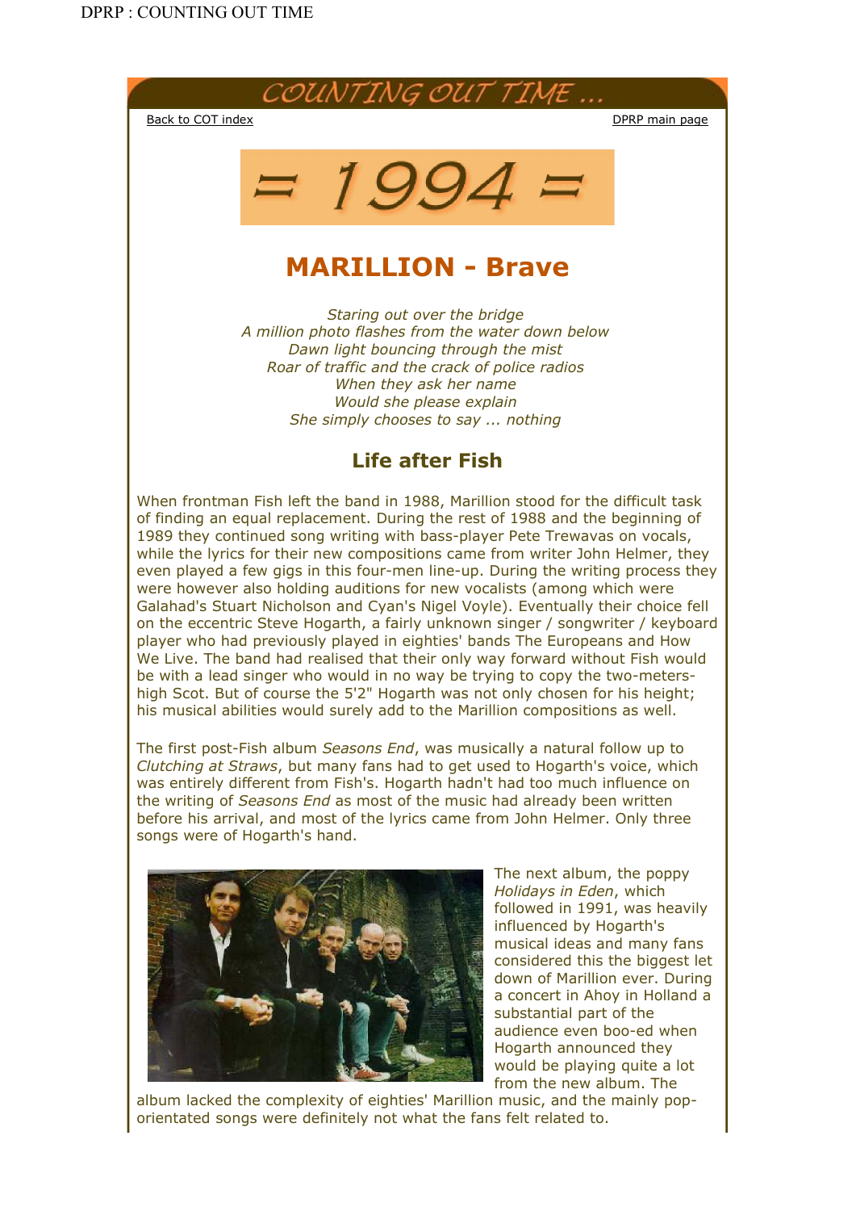# COUNTING OUT TIME ...

Back to COT index

DPRP main page

# = 1994 =

## MARILLION - Brave

*Staring out over the bridge*
*A million photo flashes from the water down below*
*Dawn light bouncing through the mist*
*Roar of traffic and the crack of police radios*
*When they ask her name*
*Would she please explain*
*She simply chooses to say ... nothing*

### Life after Fish

When frontman Fish left the band in 1988, Marillion stood for the difficult task of finding an equal replacement. During the rest of 1988 and the beginning of 1989 they continued song writing with bass-player Pete Trewavas on vocals, while the lyrics for their new compositions came from writer John Helmer, they even played a few gigs in this four-men line-up. During the writing process they were however also holding auditions for new vocalists (among which were Galahad's Stuart Nicholson and Cyan's Nigel Voyle). Eventually their choice fell on the eccentric Steve Hogarth, a fairly unknown singer / songwriter / keyboard player who had previously played in eighties' bands The Europeans and How We Live. The band had realised that their only way forward without Fish would be with a lead singer who would in no way be trying to copy the two-meters-high Scot. But of course the 5'2" Hogarth was not only chosen for his height; his musical abilities would surely add to the Marillion compositions as well.

The first post-Fish album *Seasons End*, was musically a natural follow up to *Clutching at Straws*, but many fans had to get used to Hogarth's voice, which was entirely different from Fish's. Hogarth hadn't had too much influence on the writing of *Seasons End* as most of the music had already been written before his arrival, and most of the lyrics came from John Helmer. Only three songs were of Hogarth's hand.

The next album, the poppy *Holidays in Eden*, which followed in 1991, was heavily influenced by Hogarth's musical ideas and many fans considered this the biggest let down of Marillion ever. During a concert in Ahoy in Holland a substantial part of the audience even boo-ed when Hogarth announced they would be playing quite a lot from the new album. The album lacked the complexity of eighties' Marillion music, and the mainly pop-orientated songs were definitely not what the fans felt related to.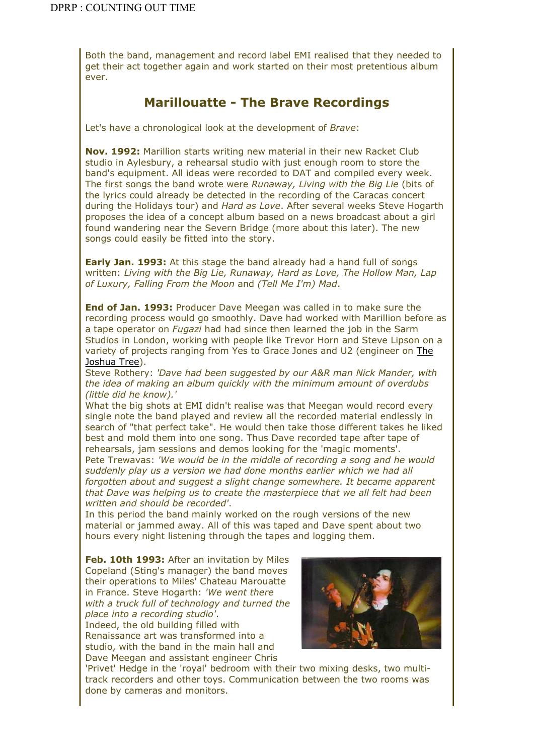Both the band, management and record label EMI realised that they needed to get their act together again and work started on their most pretentious album ever.

## Marillouatte - The Brave Recordings

Let's have a chronological look at the development of *Brave*:

**Nov. 1992:** Marillion starts writing new material in their new Racket Club studio in Aylesbury, a rehearsal studio with just enough room to store the band's equipment. All ideas were recorded to DAT and compiled every week. The first songs the band wrote were *Runaway, Living with the Big Lie* (bits of the lyrics could already be detected in the recording of the Caracas concert during the Holidays tour) and *Hard as Love*. After several weeks Steve Hogarth proposes the idea of a concept album based on a news broadcast about a girl found wandering near the Severn Bridge (more about this later). The new songs could easily be fitted into the story.

**Early Jan. 1993:** At this stage the band already had a hand full of songs written: *Living with the Big Lie, Runaway, Hard as Love, The Hollow Man, Lap of Luxury, Falling From the Moon* and *(Tell Me I'm) Mad*.

**End of Jan. 1993:** Producer Dave Meegan was called in to make sure the recording process would go smoothly. Dave had worked with Marillion before as a tape operator on *Fugazi* had had since then learned the job in the Sarm Studios in London, working with people like Trevor Horn and Steve Lipson on a variety of projects ranging from Yes to Grace Jones and U2 (engineer on The Joshua Tree).
Steve Rothery: *'Dave had been suggested by our A&R man Nick Mander, with the idea of making an album quickly with the minimum amount of overdubs (little did he know).'*
What the big shots at EMI didn't realise was that Meegan would record every single note the band played and review all the recorded material endlessly in search of "that perfect take". He would then take those different takes he liked best and mold them into one song. Thus Dave recorded tape after tape of rehearsals, jam sessions and demos looking for the 'magic moments'.
Pete Trewavas: *'We would be in the middle of recording a song and he would suddenly play us a version we had done months earlier which we had all forgotten about and suggest a slight change somewhere. It became apparent that Dave was helping us to create the masterpiece that we all felt had been written and should be recorded'*.
In this period the band mainly worked on the rough versions of the new material or jammed away. All of this was taped and Dave spent about two hours every night listening through the tapes and logging them.

**Feb. 10th 1993:** After an invitation by Miles Copeland (Sting's manager) the band moves their operations to Miles' Chateau Marouatte in France. Steve Hogarth: *'We went there with a truck full of technology and turned the place into a recording studio'*.
Indeed, the old building filled with Renaissance art was transformed into a studio, with the band in the main hall and Dave Meegan and assistant engineer Chris 'Privet' Hedge in the 'royal' bedroom with their two mixing desks, two multi-track recorders and other toys. Communication between the two rooms was done by cameras and monitors.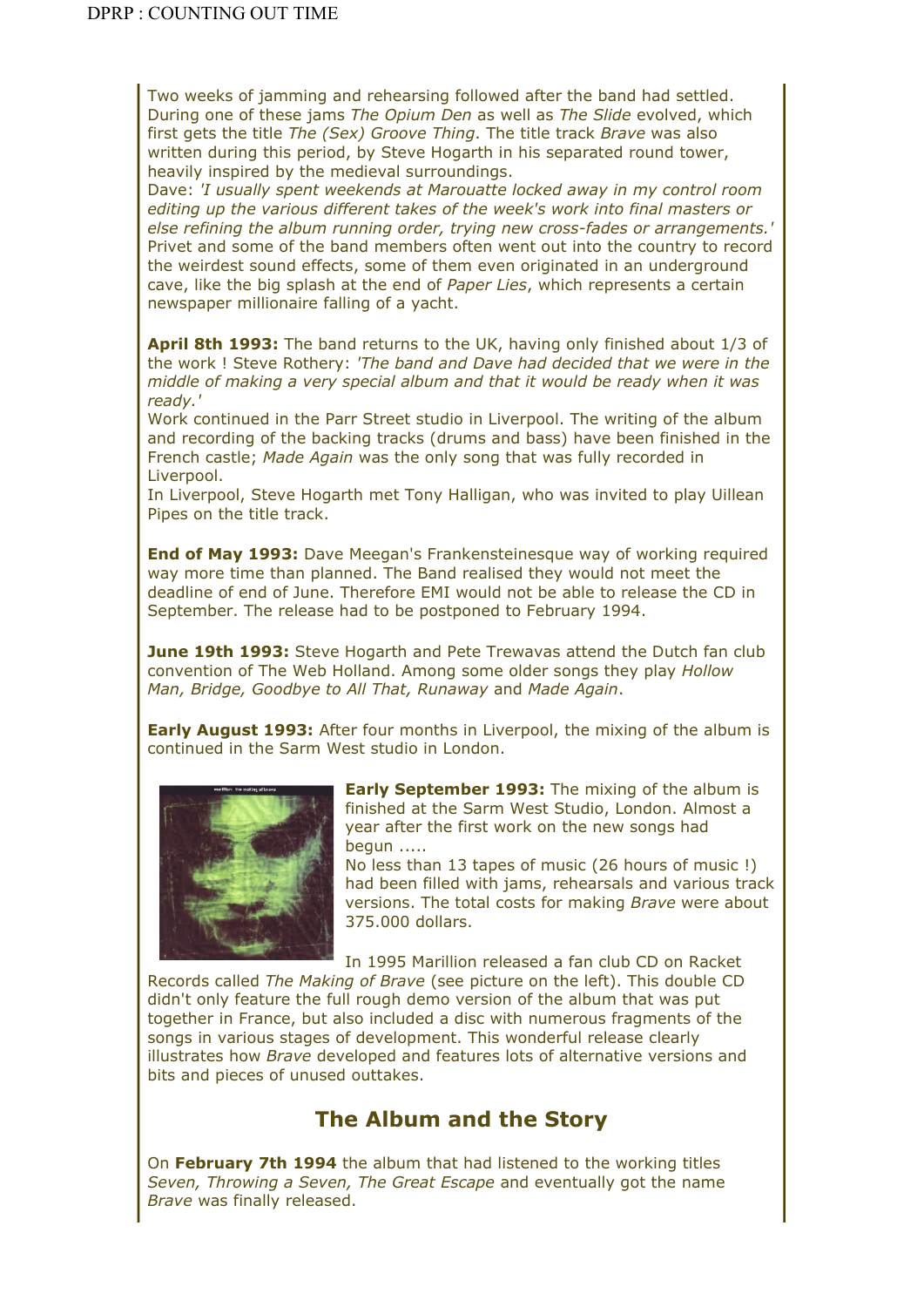Two weeks of jamming and rehearsing followed after the band had settled. During one of these jams *The Opium Den* as well as *The Slide* evolved, which first gets the title *The (Sex) Groove Thing*. The title track *Brave* was also written during this period, by Steve Hogarth in his separated round tower, heavily inspired by the medieval surroundings.
Dave: *'I usually spent weekends at Marouatte locked away in my control room editing up the various different takes of the week's work into final masters or else refining the album running order, trying new cross-fades or arrangements.'*
Privet and some of the band members often went out into the country to record the weirdest sound effects, some of them even originated in an underground cave, like the big splash at the end of *Paper Lies*, which represents a certain newspaper millionaire falling of a yacht.

**April 8th 1993:** The band returns to the UK, having only finished about 1/3 of the work ! Steve Rothery: *'The band and Dave had decided that we were in the middle of making a very special album and that it would be ready when it was ready.'*
Work continued in the Parr Street studio in Liverpool. The writing of the album and recording of the backing tracks (drums and bass) have been finished in the French castle; *Made Again* was the only song that was fully recorded in Liverpool.
In Liverpool, Steve Hogarth met Tony Halligan, who was invited to play Uillean Pipes on the title track.

**End of May 1993:** Dave Meegan's Frankensteinesque way of working required way more time than planned. The Band realised they would not meet the deadline of end of June. Therefore EMI would not be able to release the CD in September. The release had to be postponed to February 1994.

**June 19th 1993:** Steve Hogarth and Pete Trewavas attend the Dutch fan club convention of The Web Holland. Among some older songs they play *Hollow Man, Bridge, Goodbye to All That, Runaway* and *Made Again*.

**Early August 1993:** After four months in Liverpool, the mixing of the album is continued in the Sarm West studio in London.

**Early September 1993:** The mixing of the album is finished at the Sarm West Studio, London. Almost a year after the first work on the new songs had begun .....
No less than 13 tapes of music (26 hours of music !) had been filled with jams, rehearsals and various track versions. The total costs for making *Brave* were about 375.000 dollars.

In 1995 Marillion released a fan club CD on Racket Records called *The Making of Brave* (see picture on the left). This double CD didn't only feature the full rough demo version of the album that was put together in France, but also included a disc with numerous fragments of the songs in various stages of development. This wonderful release clearly illustrates how *Brave* developed and features lots of alternative versions and bits and pieces of unused outtakes.

## The Album and the Story

On **February 7th 1994** the album that had listened to the working titles *Seven, Throwing a Seven, The Great Escape* and eventually got the name *Brave* was finally released.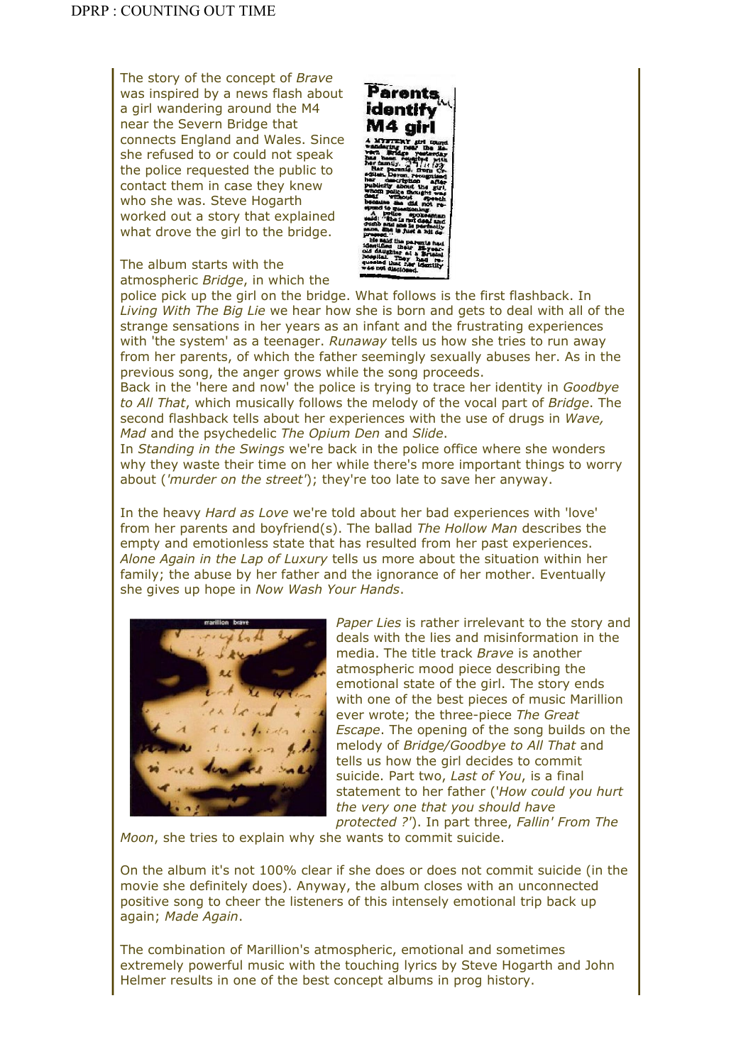The story of the concept of *Brave* was inspired by a news flash about a girl wandering around the M4 near the Severn Bridge that connects England and Wales. Since she refused to or could not speak the police requested the public to contact them in case they knew who she was. Steve Hogarth worked out a story that explained what drove the girl to the bridge.

The album starts with the atmospheric *Bridge*, in which the police pick up the girl on the bridge. What follows is the first flashback. In *Living With The Big Lie* we hear how she is born and gets to deal with all of the strange sensations in her years as an infant and the frustrating experiences with 'the system' as a teenager. *Runaway* tells us how she tries to run away from her parents, of which the father seemingly sexually abuses her. As in the previous song, the anger grows while the song proceeds.
Back in the 'here and now' the police is trying to trace her identity in *Goodbye to All That*, which musically follows the melody of the vocal part of *Bridge*. The second flashback tells about her experiences with the use of drugs in *Wave, Mad* and the psychedelic *The Opium Den* and *Slide*.
In *Standing in the Swings* we're back in the police office where she wonders why they waste their time on her while there's more important things to worry about (*'murder on the street'*); they're too late to save her anyway.

In the heavy *Hard as Love* we're told about her bad experiences with 'love' from her parents and boyfriend(s). The ballad *The Hollow Man* describes the empty and emotionless state that has resulted from her past experiences. *Alone Again in the Lap of Luxury* tells us more about the situation within her family; the abuse by her father and the ignorance of her mother. Eventually she gives up hope in *Now Wash Your Hands*.

*Paper Lies* is rather irrelevant to the story and deals with the lies and misinformation in the media. The title track *Brave* is another atmospheric mood piece describing the emotional state of the girl. The story ends with one of the best pieces of music Marillion ever wrote; the three-piece *The Great Escape*. The opening of the song builds on the melody of *Bridge/Goodbye to All That* and tells us how the girl decides to commit suicide. Part two, *Last of You*, is a final statement to her father (*'How could you hurt the very one that you should have protected ?'*). In part three, *Fallin' From The Moon*, she tries to explain why she wants to commit suicide.

On the album it's not 100% clear if she does or does not commit suicide (in the movie she definitely does). Anyway, the album closes with an unconnected positive song to cheer the listeners of this intensely emotional trip back up again; *Made Again*.

The combination of Marillion's atmospheric, emotional and sometimes extremely powerful music with the touching lyrics by Steve Hogarth and John Helmer results in one of the best concept albums in prog history.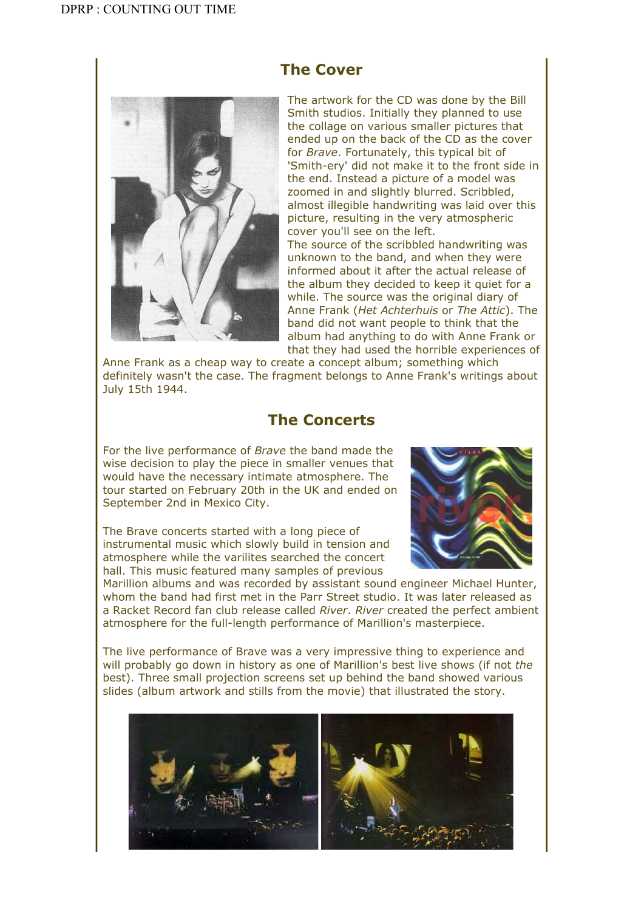## The Cover

The artwork for the CD was done by the Bill Smith studios. Initially they planned to use the collage on various smaller pictures that ended up on the back of the CD as the cover for *Brave*. Fortunately, this typical bit of 'Smith-ery' did not make it to the front side in the end. Instead a picture of a model was zoomed in and slightly blurred. Scribbled, almost illegible handwriting was laid over this picture, resulting in the very atmospheric cover you'll see on the left.
The source of the scribbled handwriting was unknown to the band, and when they were informed about it after the actual release of the album they decided to keep it quiet for a while. The source was the original diary of Anne Frank (*Het Achterhuis* or *The Attic*). The band did not want people to think that the album had anything to do with Anne Frank or that they had used the horrible experiences of Anne Frank as a cheap way to create a concept album; something which definitely wasn't the case. The fragment belongs to Anne Frank's writings about July 15th 1944.

## The Concerts

For the live performance of *Brave* the band made the wise decision to play the piece in smaller venues that would have the necessary intimate atmosphere. The tour started on February 20th in the UK and ended on September 2nd in Mexico City.

The Brave concerts started with a long piece of instrumental music which slowly build in tension and atmosphere while the varilites searched the concert hall. This music featured many samples of previous Marillion albums and was recorded by assistant sound engineer Michael Hunter, whom the band had first met in the Parr Street studio. It was later released as a Racket Record fan club release called *River*. *River* created the perfect ambient atmosphere for the full-length performance of Marillion's masterpiece.

The live performance of Brave was a very impressive thing to experience and will probably go down in history as one of Marillion's best live shows (if not *the* best). Three small projection screens set up behind the band showed various slides (album artwork and stills from the movie) that illustrated the story.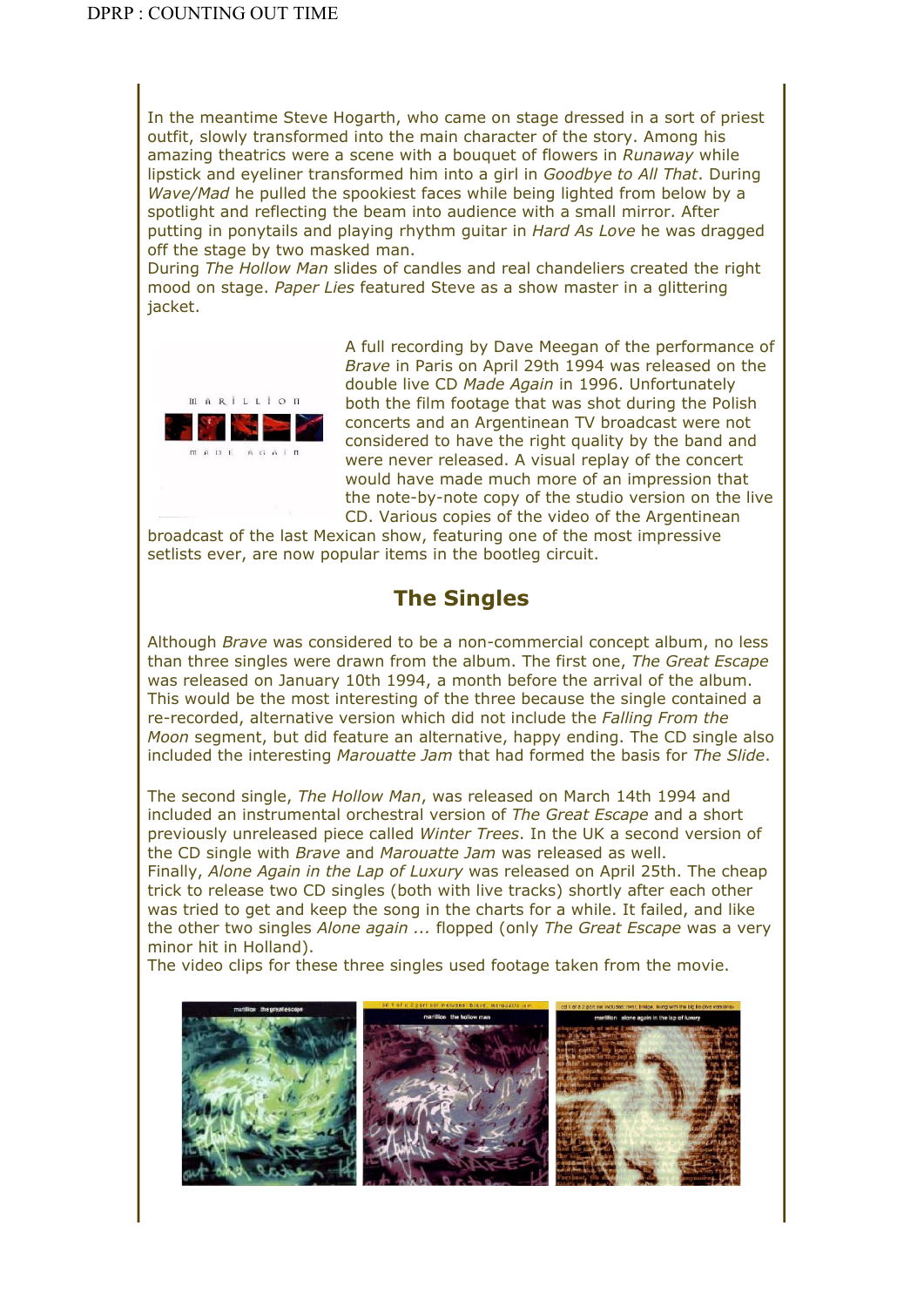In the meantime Steve Hogarth, who came on stage dressed in a sort of priest outfit, slowly transformed into the main character of the story. Among his amazing theatrics were a scene with a bouquet of flowers in *Runaway* while lipstick and eyeliner transformed him into a girl in *Goodbye to All That*. During *Wave/Mad* he pulled the spookiest faces while being lighted from below by a spotlight and reflecting the beam into audience with a small mirror. After putting in ponytails and playing rhythm guitar in *Hard As Love* he was dragged off the stage by two masked man.
During *The Hollow Man* slides of candles and real chandeliers created the right mood on stage. *Paper Lies* featured Steve as a show master in a glittering jacket.

A full recording by Dave Meegan of the performance of *Brave* in Paris on April 29th 1994 was released on the double live CD *Made Again* in 1996. Unfortunately both the film footage that was shot during the Polish concerts and an Argentinean TV broadcast were not considered to have the right quality by the band and were never released. A visual replay of the concert would have made much more of an impression that the note-by-note copy of the studio version on the live CD. Various copies of the video of the Argentinean broadcast of the last Mexican show, featuring one of the most impressive setlists ever, are now popular items in the bootleg circuit.

## The Singles

Although *Brave* was considered to be a non-commercial concept album, no less than three singles were drawn from the album. The first one, *The Great Escape* was released on January 10th 1994, a month before the arrival of the album. This would be the most interesting of the three because the single contained a re-recorded, alternative version which did not include the *Falling From the Moon* segment, but did feature an alternative, happy ending. The CD single also included the interesting *Marouatte Jam* that had formed the basis for *The Slide*.

The second single, *The Hollow Man*, was released on March 14th 1994 and included an instrumental orchestral version of *The Great Escape* and a short previously unreleased piece called *Winter Trees*. In the UK a second version of the CD single with *Brave* and *Marouatte Jam* was released as well.
Finally, *Alone Again in the Lap of Luxury* was released on April 25th. The cheap trick to release two CD singles (both with live tracks) shortly after each other was tried to get and keep the song in the charts for a while. It failed, and like the other two singles *Alone again ...* flopped (only *The Great Escape* was a very minor hit in Holland).
The video clips for these three singles used footage taken from the movie.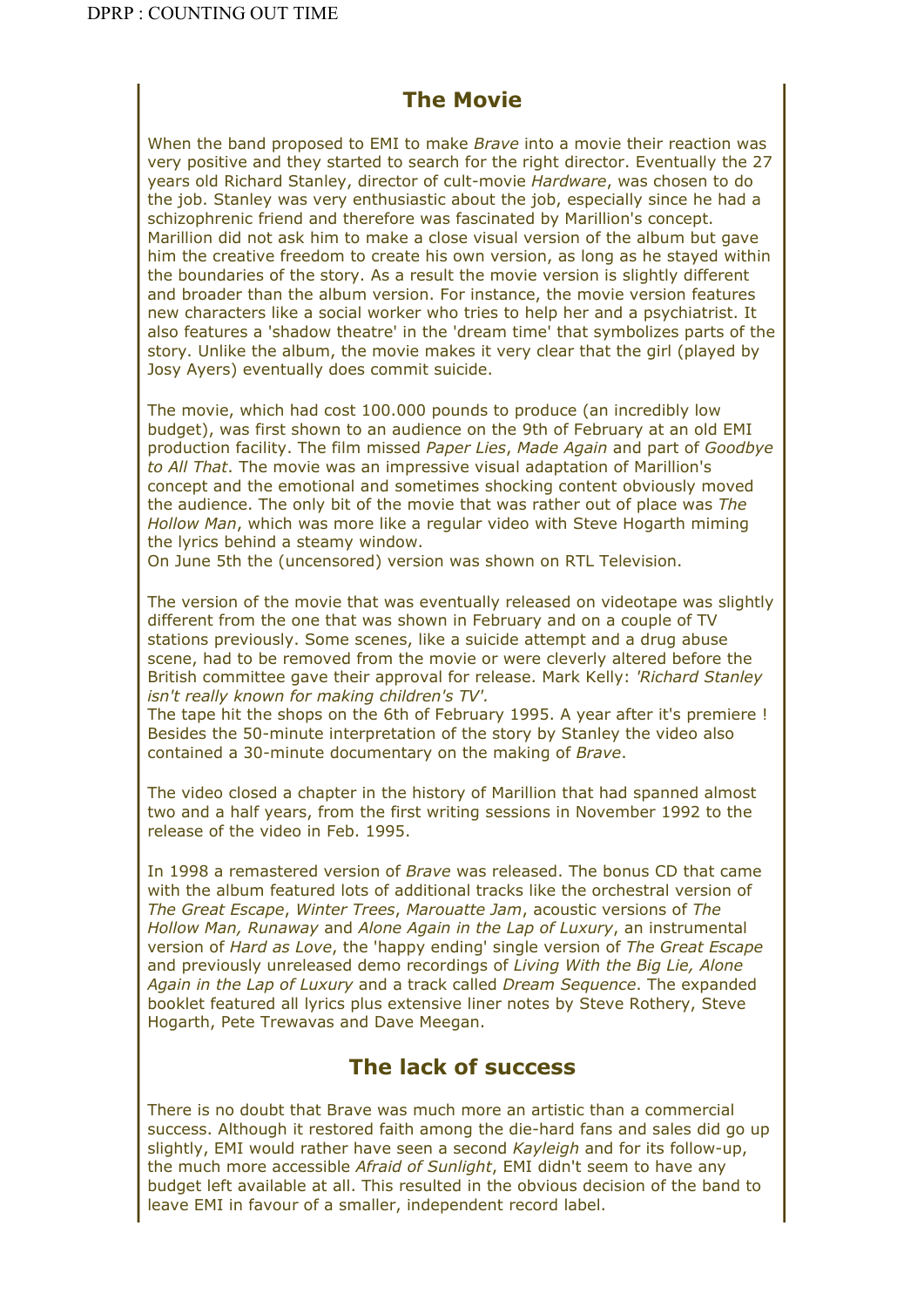## The Movie

When the band proposed to EMI to make *Brave* into a movie their reaction was very positive and they started to search for the right director. Eventually the 27 years old Richard Stanley, director of cult-movie *Hardware*, was chosen to do the job. Stanley was very enthusiastic about the job, especially since he had a schizophrenic friend and therefore was fascinated by Marillion's concept. Marillion did not ask him to make a close visual version of the album but gave him the creative freedom to create his own version, as long as he stayed within the boundaries of the story. As a result the movie version is slightly different and broader than the album version. For instance, the movie version features new characters like a social worker who tries to help her and a psychiatrist. It also features a 'shadow theatre' in the 'dream time' that symbolizes parts of the story. Unlike the album, the movie makes it very clear that the girl (played by Josy Ayers) eventually does commit suicide.

The movie, which had cost 100.000 pounds to produce (an incredibly low budget), was first shown to an audience on the 9th of February at an old EMI production facility. The film missed *Paper Lies*, *Made Again* and part of *Goodbye to All That*. The movie was an impressive visual adaptation of Marillion's concept and the emotional and sometimes shocking content obviously moved the audience. The only bit of the movie that was rather out of place was *The Hollow Man*, which was more like a regular video with Steve Hogarth miming the lyrics behind a steamy window.
On June 5th the (uncensored) version was shown on RTL Television.

The version of the movie that was eventually released on videotape was slightly different from the one that was shown in February and on a couple of TV stations previously. Some scenes, like a suicide attempt and a drug abuse scene, had to be removed from the movie or were cleverly altered before the British committee gave their approval for release. Mark Kelly: *'Richard Stanley isn't really known for making children's TV'.*
The tape hit the shops on the 6th of February 1995. A year after it's premiere ! Besides the 50-minute interpretation of the story by Stanley the video also contained a 30-minute documentary on the making of *Brave*.

The video closed a chapter in the history of Marillion that had spanned almost two and a half years, from the first writing sessions in November 1992 to the release of the video in Feb. 1995.

In 1998 a remastered version of *Brave* was released. The bonus CD that came with the album featured lots of additional tracks like the orchestral version of *The Great Escape*, *Winter Trees*, *Marouatte Jam*, acoustic versions of *The Hollow Man, Runaway* and *Alone Again in the Lap of Luxury*, an instrumental version of *Hard as Love*, the 'happy ending' single version of *The Great Escape* and previously unreleased demo recordings of *Living With the Big Lie, Alone Again in the Lap of Luxury* and a track called *Dream Sequence*. The expanded booklet featured all lyrics plus extensive liner notes by Steve Rothery, Steve Hogarth, Pete Trewavas and Dave Meegan.

## The lack of success

There is no doubt that Brave was much more an artistic than a commercial success. Although it restored faith among the die-hard fans and sales did go up slightly, EMI would rather have seen a second *Kayleigh* and for its follow-up, the much more accessible *Afraid of Sunlight*, EMI didn't seem to have any budget left available at all. This resulted in the obvious decision of the band to leave EMI in favour of a smaller, independent record label.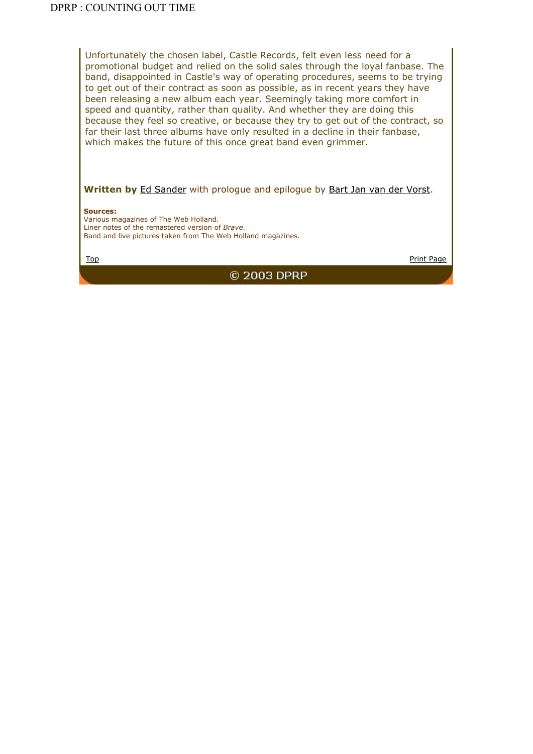Unfortunately the chosen label, Castle Records, felt even less need for a promotional budget and relied on the solid sales through the loyal fanbase. The band, disappointed in Castle's way of operating procedures, seems to be trying to get out of their contract as soon as possible, as in recent years they have been releasing a new album each year. Seemingly taking more comfort in speed and quantity, rather than quality. And whether they are doing this because they feel so creative, or because they try to get out of the contract, so far their last three albums have only resulted in a decline in their fanbase, which makes the future of this once great band even grimmer.

**Written by** Ed Sander with prologue and epilogue by Bart Jan van der Vorst.

**Sources:**
Various magazines of The Web Holland.
Liner notes of the remastered version of *Brave*.
Band and live pictures taken from The Web Holland magazines.

Top | Print Page

© 2003 DPRP